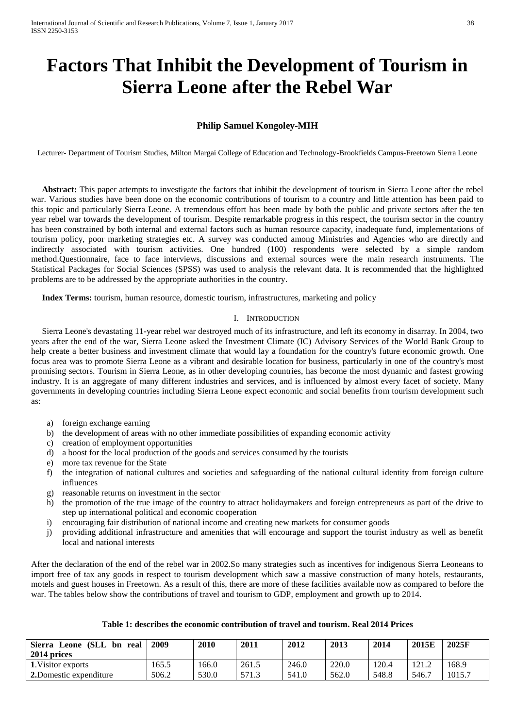# Factors That Inhibit the Development of Tourism in Sierra Leone after the Rebel War

**Philip Samuel Kongoley-MIH**

Lecturer- Department of Tourism Studies, Milton Margai College of Education and Technology-Brookfields Campus-Freetown Sierra Leone

**Abstract:** This paper attempts to investigate the factors that inhibit the development of tourism in Sierra Leone after the rebel war. Various studies have been done on the economic contributions of tourism to a country and little attention has been paid to this topic and particularly Sierra Leone. A tremendous effort has been made by both the public and private sectors after the ten year rebel war towards the development of tourism. Despite remarkable progress in this respect, the tourism sector in the country has been constrained by both internal and external factors such as human resource capacity, inadequate fund, implementations of tourism policy, poor marketing strategies etc. A survey was conducted among Ministries and Agencies who are directly and indirectly associated with tourism activities. One hundred (100) respondents were selected by a simple random method.Questionnaire, face to face interviews, discussions and external sources were the main research instruments. The Statistical Packages for Social Sciences (SPSS) was used to analysis the relevant data. It is recommended that the highlighted problems are to be addressed by the appropriate authorities in the country.

**Index Terms:** tourism, human resource, domestic tourism, infrastructures, marketing and policy

## I. Introduction

Sierra Leone's devastating 11-year rebel war destroyed much of its infrastructure, and left its economy in disarray. In 2004, two years after the end of the war, Sierra Leone asked the Investment Climate (IC) Advisory Services of the World Bank Group to help create a better business and investment climate that would lay a foundation for the country's future economic growth. One focus area was to promote Sierra Leone as a vibrant and desirable location for business, particularly in one of the country's most promising sectors. Tourism in Sierra Leone, as in other developing countries, has become the most dynamic and fastest growing industry. It is an aggregate of many different industries and services, and is influenced by almost every facet of society. Many governments in developing countries including Sierra Leone expect economic and social benefits from tourism development such as:

a) foreign exchange earning
b) the development of areas with no other immediate possibilities of expanding economic activity
c) creation of employment opportunities
d) a boost for the local production of the goods and services consumed by the tourists
e) more tax revenue for the State
f) the integration of national cultures and societies and safeguarding of the national cultural identity from foreign culture influences
g) reasonable returns on investment in the sector
h) the promotion of the true image of the country to attract holidaymakers and foreign entrepreneurs as part of the drive to step up international political and economic cooperation
i) encouraging fair distribution of national income and creating new markets for consumer goods
j) providing additional infrastructure and amenities that will encourage and support the tourist industry as well as benefit local and national interests

After the declaration of the end of the rebel war in 2002.So many strategies such as incentives for indigenous Sierra Leoneans to import free of tax any goods in respect to tourism development which saw a massive construction of many hotels, restaurants, motels and guest houses in Freetown. As a result of this, there are more of these facilities available now as compared to before the war. The tables below show the contributions of travel and tourism to GDP, employment and growth up to 2014.

**Table 1: describes the economic contribution of travel and tourism. Real 2014 Prices**

| Sierra Leone (SLL bn real 2014 prices | 2009 | 2010 | 2011 | 2012 | 2013 | 2014 | 2015E | 2025F |
|---|---|---|---|---|---|---|---|---|
| **1.**Visitor exports | 165.5 | 166.0 | 261.5 | 246.0 | 220.0 | 120.4 | 121.2 | 168.9 |
| **2.**Domestic expenditure | 506.2 | 530.0 | 571.3 | 541.0 | 562.0 | 548.8 | 546.7 | 1015.7 |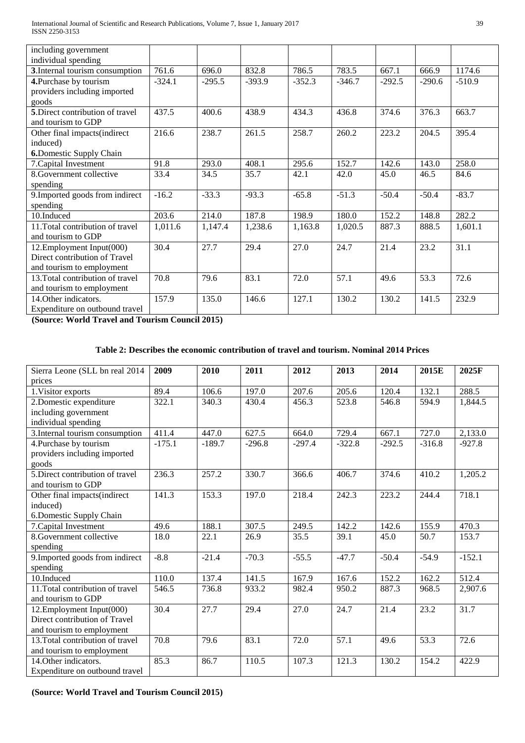| | | | | | | | | |
|---|---|---|---|---|---|---|---|---|
| including government individual spending | | | | | | | | |
| **3.**Internal tourism consumption | 761.6 | 696.0 | 832.8 | 786.5 | 783.5 | 667.1 | 666.9 | 1174.6 |
| **4.**Purchase by tourism providers including imported goods | -324.1 | -295.5 | -393.9 | -352.3 | -346.7 | -292.5 | -290.6 | -510.9 |
| **5.**Direct contribution of travel and tourism to GDP | 437.5 | 400.6 | 438.9 | 434.3 | 436.8 | 374.6 | 376.3 | 663.7 |
| Other final impacts(indirect induced) **6.**Domestic Supply Chain | 216.6 | 238.7 | 261.5 | 258.7 | 260.2 | 223.2 | 204.5 | 395.4 |
| 7.Capital Investment | 91.8 | 293.0 | 408.1 | 295.6 | 152.7 | 142.6 | 143.0 | 258.0 |
| 8.Government collective spending | 33.4 | 34.5 | 35.7 | 42.1 | 42.0 | 45.0 | 46.5 | 84.6 |
| 9.Imported goods from indirect spending | -16.2 | -33.3 | -93.3 | -65.8 | -51.3 | -50.4 | -50.4 | -83.7 |
| 10.Induced | 203.6 | 214.0 | 187.8 | 198.9 | 180.0 | 152.2 | 148.8 | 282.2 |
| 11.Total contribution of travel and tourism to GDP | 1,011.6 | 1,147.4 | 1,238.6 | 1,163.8 | 1,020.5 | 887.3 | 888.5 | 1,601.1 |
| 12.Employment Input(000) Direct contribution of Travel and tourism to employment | 30.4 | 27.7 | 29.4 | 27.0 | 24.7 | 21.4 | 23.2 | 31.1 |
| 13.Total contribution of travel and tourism to employment | 70.8 | 79.6 | 83.1 | 72.0 | 57.1 | 49.6 | 53.3 | 72.6 |
| 14.Other indicators. Expenditure on outbound travel | 157.9 | 135.0 | 146.6 | 127.1 | 130.2 | 130.2 | 141.5 | 232.9 |

**(Source: World Travel and Tourism Council 2015)**

**Table 2: Describes the economic contribution of travel and tourism. Nominal 2014 Prices**

| Sierra Leone (SLL bn real 2014 prices | **2009** | **2010** | **2011** | **2012** | **2013** | **2014** | **2015E** | **2025F** |
|---|---|---|---|---|---|---|---|---|
| 1.Visitor exports | 89.4 | 106.6 | 197.0 | 207.6 | 205.6 | 120.4 | 132.1 | 288.5 |
| 2.Domestic expenditure including government individual spending | 322.1 | 340.3 | 430.4 | 456.3 | 523.8 | 546.8 | 594.9 | 1,844.5 |
| 3.Internal tourism consumption | 411.4 | 447.0 | 627.5 | 664.0 | 729.4 | 667.1 | 727.0 | 2,133.0 |
| 4.Purchase by tourism providers including imported goods | -175.1 | -189.7 | -296.8 | -297.4 | -322.8 | -292.5 | -316.8 | -927.8 |
| 5.Direct contribution of travel and tourism to GDP | 236.3 | 257.2 | 330.7 | 366.6 | 406.7 | 374.6 | 410.2 | 1,205.2 |
| Other final impacts(indirect induced) 6.Domestic Supply Chain | 141.3 | 153.3 | 197.0 | 218.4 | 242.3 | 223.2 | 244.4 | 718.1 |
| 7.Capital Investment | 49.6 | 188.1 | 307.5 | 249.5 | 142.2 | 142.6 | 155.9 | 470.3 |
| 8.Government collective spending | 18.0 | 22.1 | 26.9 | 35.5 | 39.1 | 45.0 | 50.7 | 153.7 |
| 9.Imported goods from indirect spending | -8.8 | -21.4 | -70.3 | -55.5 | -47.7 | -50.4 | -54.9 | -152.1 |
| 10.Induced | 110.0 | 137.4 | 141.5 | 167.9 | 167.6 | 152.2 | 162.2 | 512.4 |
| 11.Total contribution of travel and tourism to GDP | 546.5 | 736.8 | 933.2 | 982.4 | 950.2 | 887.3 | 968.5 | 2,907.6 |
| 12.Employment Input(000) Direct contribution of Travel and tourism to employment | 30.4 | 27.7 | 29.4 | 27.0 | 24.7 | 21.4 | 23.2 | 31.7 |
| 13.Total contribution of travel and tourism to employment | 70.8 | 79.6 | 83.1 | 72.0 | 57.1 | 49.6 | 53.3 | 72.6 |
| 14.Other indicators. Expenditure on outbound travel | 85.3 | 86.7 | 110.5 | 107.3 | 121.3 | 130.2 | 154.2 | 422.9 |

**(Source: World Travel and Tourism Council 2015)**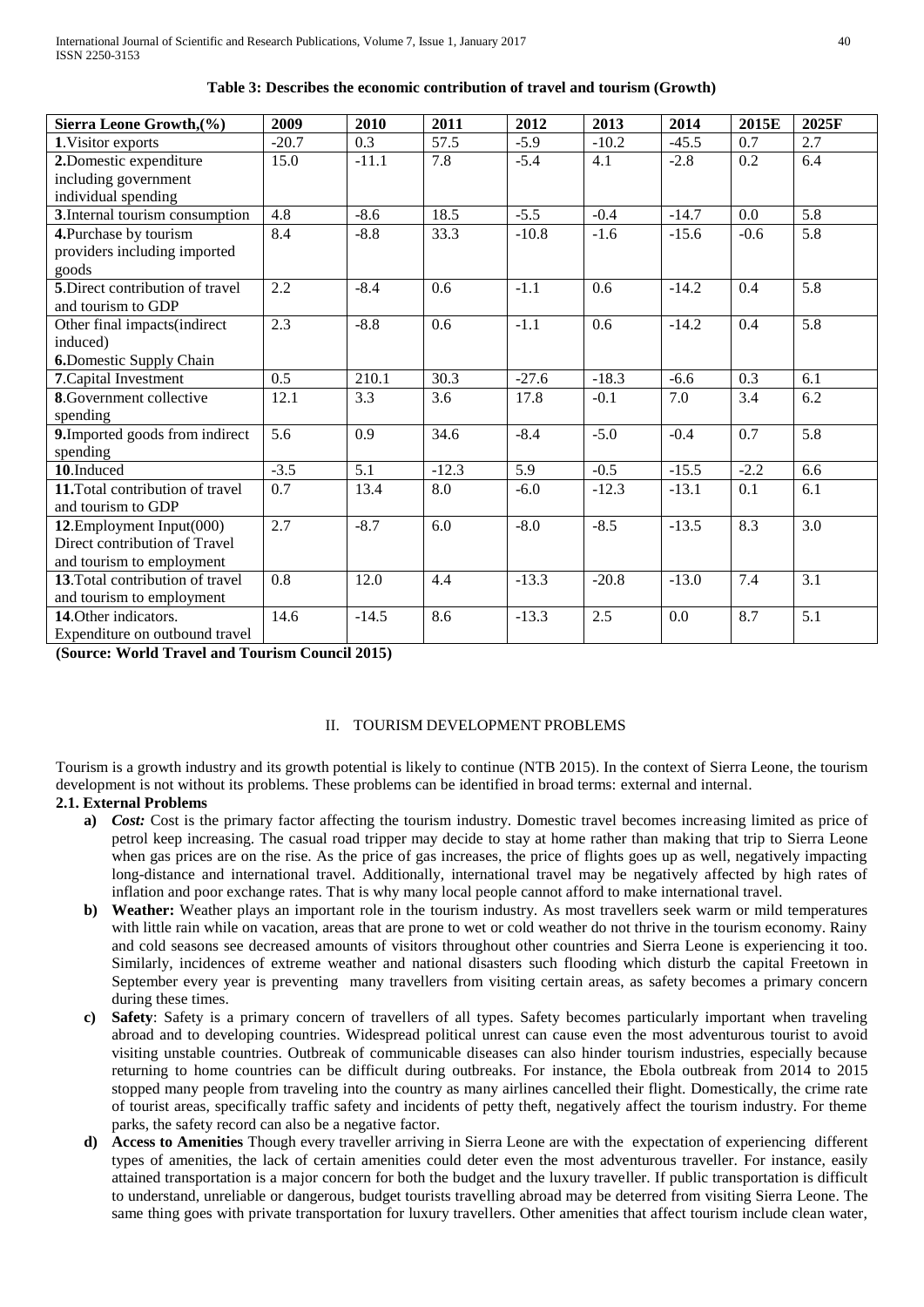**Table 3: Describes the economic contribution of travel and tourism (Growth)**

| Sierra Leone Growth,(%) | 2009 | 2010 | 2011 | 2012 | 2013 | 2014 | 2015E | 2025F |
|---|---|---|---|---|---|---|---|---|
| **1**.Visitor exports | -20.7 | 0.3 | 57.5 | -5.9 | -10.2 | -45.5 | 0.7 | 2.7 |
| **2.**Domestic expenditure including government individual spending | 15.0 | -11.1 | 7.8 | -5.4 | 4.1 | -2.8 | 0.2 | 6.4 |
| **3**.Internal tourism consumption | 4.8 | -8.6 | 18.5 | -5.5 | -0.4 | -14.7 | 0.0 | 5.8 |
| **4.**Purchase by tourism providers including imported goods | 8.4 | -8.8 | 33.3 | -10.8 | -1.6 | -15.6 | -0.6 | 5.8 |
| **5**.Direct contribution of travel and tourism to GDP | 2.2 | -8.4 | 0.6 | -1.1 | 0.6 | -14.2 | 0.4 | 5.8 |
| Other final impacts(indirect induced) **6.**Domestic Supply Chain | 2.3 | -8.8 | 0.6 | -1.1 | 0.6 | -14.2 | 0.4 | 5.8 |
| **7**.Capital Investment | 0.5 | 210.1 | 30.3 | -27.6 | -18.3 | -6.6 | 0.3 | 6.1 |
| **8**.Government collective spending | 12.1 | 3.3 | 3.6 | 17.8 | -0.1 | 7.0 | 3.4 | 6.2 |
| **9.**Imported goods from indirect spending | 5.6 | 0.9 | 34.6 | -8.4 | -5.0 | -0.4 | 0.7 | 5.8 |
| **10**.Induced | -3.5 | 5.1 | -12.3 | 5.9 | -0.5 | -15.5 | -2.2 | 6.6 |
| **11.**Total contribution of travel and tourism to GDP | 0.7 | 13.4 | 8.0 | -6.0 | -12.3 | -13.1 | 0.1 | 6.1 |
| **12**.Employment Input(000) Direct contribution of Travel and tourism to employment | 2.7 | -8.7 | 6.0 | -8.0 | -8.5 | -13.5 | 8.3 | 3.0 |
| **13**.Total contribution of travel and tourism to employment | 0.8 | 12.0 | 4.4 | -13.3 | -20.8 | -13.0 | 7.4 | 3.1 |
| **14**.Other indicators. Expenditure on outbound travel | 14.6 | -14.5 | 8.6 | -13.3 | 2.5 | 0.0 | 8.7 | 5.1 |

**(Source: World Travel and Tourism Council 2015)**

## II. TOURISM DEVELOPMENT PROBLEMS

Tourism is a growth industry and its growth potential is likely to continue (NTB 2015). In the context of Sierra Leone, the tourism development is not without its problems. These problems can be identified in broad terms: external and internal.

### 2.1. External Problems

a) ***Cost:*** Cost is the primary factor affecting the tourism industry. Domestic travel becomes increasing limited as price of petrol keep increasing. The casual road tripper may decide to stay at home rather than making that trip to Sierra Leone when gas prices are on the rise. As the price of gas increases, the price of flights goes up as well, negatively impacting long-distance and international travel. Additionally, international travel may be negatively affected by high rates of inflation and poor exchange rates. That is why many local people cannot afford to make international travel.

b) **Weather:** Weather plays an important role in the tourism industry. As most travellers seek warm or mild temperatures with little rain while on vacation, areas that are prone to wet or cold weather do not thrive in the tourism economy. Rainy and cold seasons see decreased amounts of visitors throughout other countries and Sierra Leone is experiencing it too. Similarly, incidences of extreme weather and national disasters such flooding which disturb the capital Freetown in September every year is preventing many travellers from visiting certain areas, as safety becomes a primary concern during these times.

c) **Safety**: Safety is a primary concern of travellers of all types. Safety becomes particularly important when traveling abroad and to developing countries. Widespread political unrest can cause even the most adventurous tourist to avoid visiting unstable countries. Outbreak of communicable diseases can also hinder tourism industries, especially because returning to home countries can be difficult during outbreaks. For instance, the Ebola outbreak from 2014 to 2015 stopped many people from traveling into the country as many airlines cancelled their flight. Domestically, the crime rate of tourist areas, specifically traffic safety and incidents of petty theft, negatively affect the tourism industry. For theme parks, the safety record can also be a negative factor.

d) **Access to Amenities** Though every traveller arriving in Sierra Leone are with the expectation of experiencing different types of amenities, the lack of certain amenities could deter even the most adventurous traveller. For instance, easily attained transportation is a major concern for both the budget and the luxury traveller. If public transportation is difficult to understand, unreliable or dangerous, budget tourists travelling abroad may be deterred from visiting Sierra Leone. The same thing goes with private transportation for luxury travellers. Other amenities that affect tourism include clean water,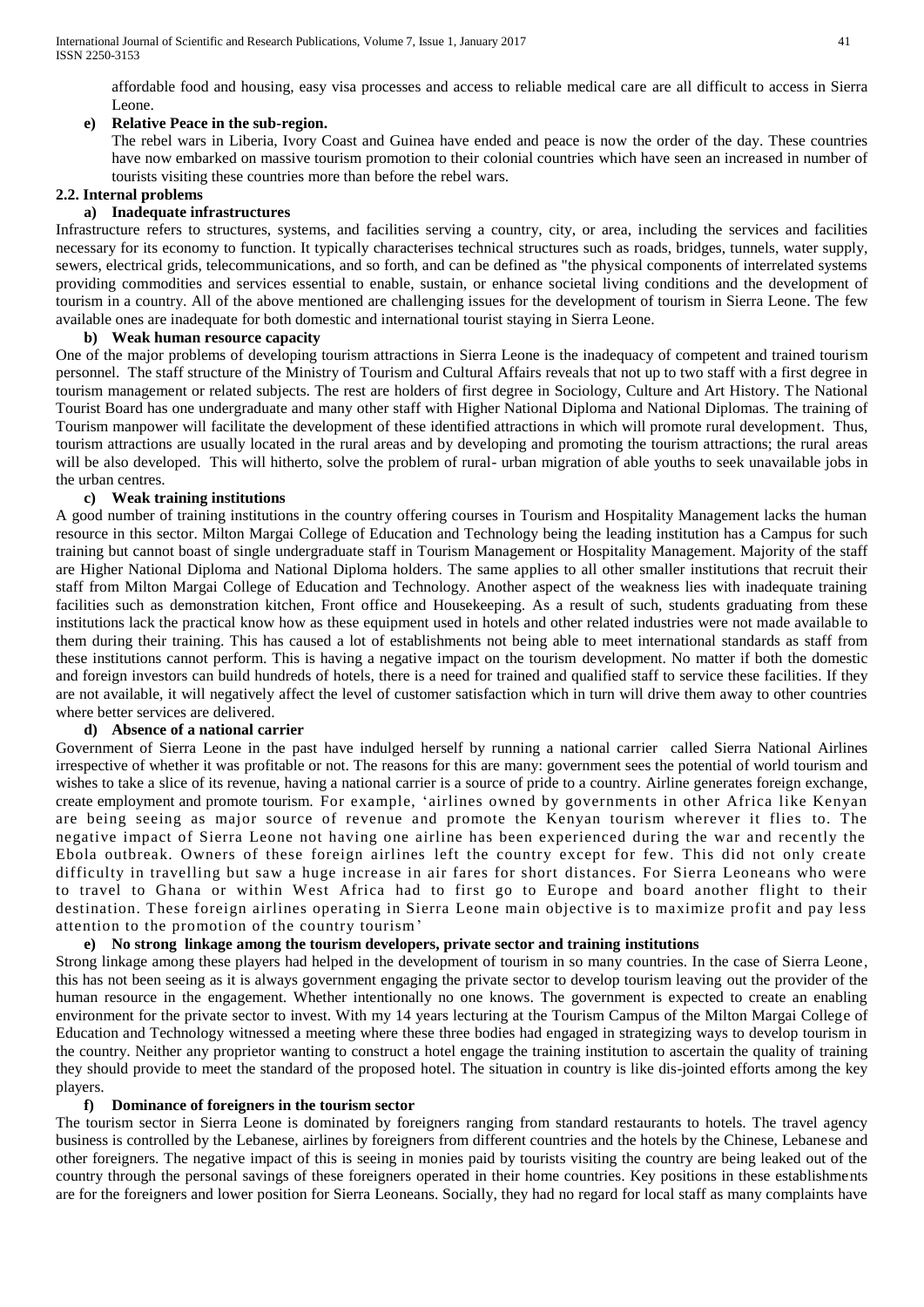affordable food and housing, easy visa processes and access to reliable medical care are all difficult to access in Sierra Leone.

**e) Relative Peace in the sub-region.**

The rebel wars in Liberia, Ivory Coast and Guinea have ended and peace is now the order of the day. These countries have now embarked on massive tourism promotion to their colonial countries which have seen an increased in number of tourists visiting these countries more than before the rebel wars.

### 2.2. Internal problems

**a) Inadequate infrastructures**

Infrastructure refers to structures, systems, and facilities serving a country, city, or area, including the services and facilities necessary for its economy to function. It typically characterises technical structures such as roads, bridges, tunnels, water supply, sewers, electrical grids, telecommunications, and so forth, and can be defined as "the physical components of interrelated systems providing commodities and services essential to enable, sustain, or enhance societal living conditions and the development of tourism in a country. All of the above mentioned are challenging issues for the development of tourism in Sierra Leone. The few available ones are inadequate for both domestic and international tourist staying in Sierra Leone.

**b) Weak human resource capacity**

One of the major problems of developing tourism attractions in Sierra Leone is the inadequacy of competent and trained tourism personnel. The staff structure of the Ministry of Tourism and Cultural Affairs reveals that not up to two staff with a first degree in tourism management or related subjects. The rest are holders of first degree in Sociology, Culture and Art History. The National Tourist Board has one undergraduate and many other staff with Higher National Diploma and National Diplomas. The training of Tourism manpower will facilitate the development of these identified attractions in which will promote rural development. Thus, tourism attractions are usually located in the rural areas and by developing and promoting the tourism attractions; the rural areas will be also developed. This will hitherto, solve the problem of rural- urban migration of able youths to seek unavailable jobs in the urban centres.

**c) Weak training institutions**

A good number of training institutions in the country offering courses in Tourism and Hospitality Management lacks the human resource in this sector. Milton Margai College of Education and Technology being the leading institution has a Campus for such training but cannot boast of single undergraduate staff in Tourism Management or Hospitality Management. Majority of the staff are Higher National Diploma and National Diploma holders. The same applies to all other smaller institutions that recruit their staff from Milton Margai College of Education and Technology. Another aspect of the weakness lies with inadequate training facilities such as demonstration kitchen, Front office and Housekeeping. As a result of such, students graduating from these institutions lack the practical know how as these equipment used in hotels and other related industries were not made available to them during their training. This has caused a lot of establishments not being able to meet international standards as staff from these institutions cannot perform. This is having a negative impact on the tourism development. No matter if both the domestic and foreign investors can build hundreds of hotels, there is a need for trained and qualified staff to service these facilities. If they are not available, it will negatively affect the level of customer satisfaction which in turn will drive them away to other countries where better services are delivered.

**d) Absence of a national carrier**

Government of Sierra Leone in the past have indulged herself by running a national carrier called Sierra National Airlines irrespective of whether it was profitable or not. The reasons for this are many: government sees the potential of world tourism and wishes to take a slice of its revenue, having a national carrier is a source of pride to a country. Airline generates foreign exchange, create employment and promote tourism. For example, 'airlines owned by governments in other Africa like Kenyan are being seeing as major source of revenue and promote the Kenyan tourism wherever it flies to. The negative impact of Sierra Leone not having one airline has been experienced during the war and recently the Ebola outbreak. Owners of these foreign airlines left the country except for few. This did not only create difficulty in travelling but saw a huge increase in air fares for short distances. For Sierra Leoneans who were to travel to Ghana or within West Africa had to first go to Europe and board another flight to their destination. These foreign airlines operating in Sierra Leone main objective is to maximize profit and pay less attention to the promotion of the country tourism'

**e) No strong linkage among the tourism developers, private sector and training institutions**

Strong linkage among these players had helped in the development of tourism in so many countries. In the case of Sierra Leone, this has not been seeing as it is always government engaging the private sector to develop tourism leaving out the provider of the human resource in the engagement. Whether intentionally no one knows. The government is expected to create an enabling environment for the private sector to invest. With my 14 years lecturing at the Tourism Campus of the Milton Margai College of Education and Technology witnessed a meeting where these three bodies had engaged in strategizing ways to develop tourism in the country. Neither any proprietor wanting to construct a hotel engage the training institution to ascertain the quality of training they should provide to meet the standard of the proposed hotel. The situation in country is like dis-jointed efforts among the key players.

**f) Dominance of foreigners in the tourism sector**

The tourism sector in Sierra Leone is dominated by foreigners ranging from standard restaurants to hotels. The travel agency business is controlled by the Lebanese, airlines by foreigners from different countries and the hotels by the Chinese, Lebanese and other foreigners. The negative impact of this is seeing in monies paid by tourists visiting the country are being leaked out of the country through the personal savings of these foreigners operated in their home countries. Key positions in these establishments are for the foreigners and lower position for Sierra Leoneans. Socially, they had no regard for local staff as many complaints have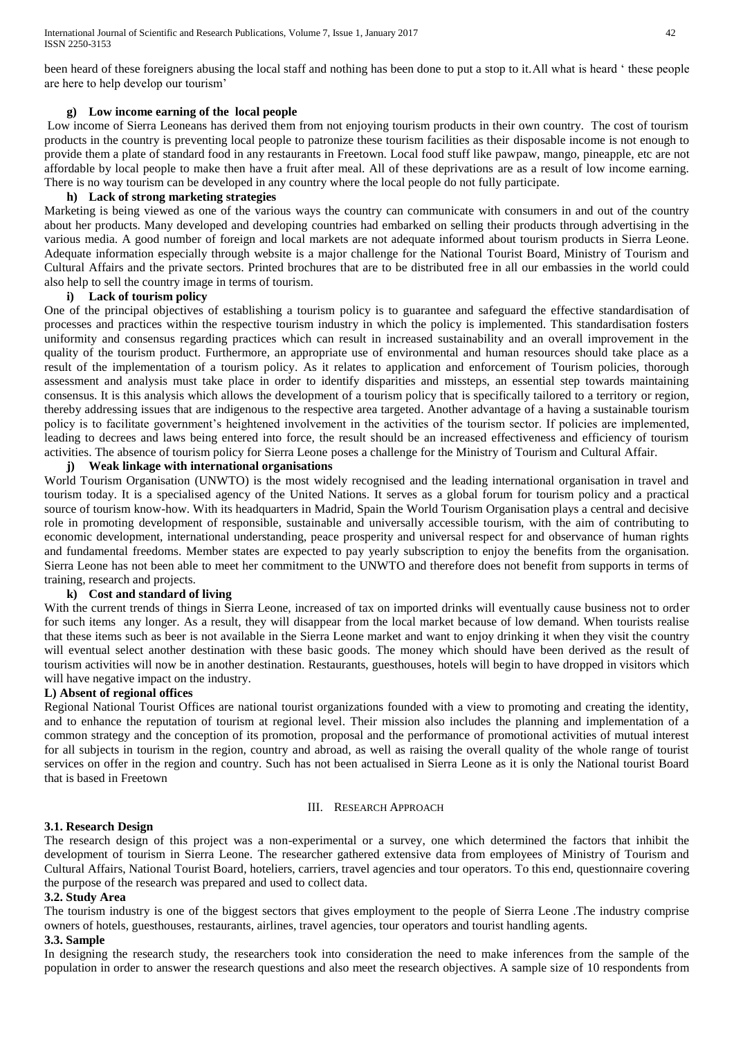been heard of these foreigners abusing the local staff and nothing has been done to put a stop to it.All what is heard ' these people are here to help develop our tourism'

#### g) Low income earning of the local people

Low income of Sierra Leoneans has derived them from not enjoying tourism products in their own country. The cost of tourism products in the country is preventing local people to patronize these tourism facilities as their disposable income is not enough to provide them a plate of standard food in any restaurants in Freetown. Local food stuff like pawpaw, mango, pineapple, etc are not affordable by local people to make then have a fruit after meal. All of these deprivations are as a result of low income earning. There is no way tourism can be developed in any country where the local people do not fully participate.

#### h) Lack of strong marketing strategies

Marketing is being viewed as one of the various ways the country can communicate with consumers in and out of the country about her products. Many developed and developing countries had embarked on selling their products through advertising in the various media. A good number of foreign and local markets are not adequate informed about tourism products in Sierra Leone. Adequate information especially through website is a major challenge for the National Tourist Board, Ministry of Tourism and Cultural Affairs and the private sectors. Printed brochures that are to be distributed free in all our embassies in the world could also help to sell the country image in terms of tourism.

#### i) Lack of tourism policy

One of the principal objectives of establishing a tourism policy is to guarantee and safeguard the effective standardisation of processes and practices within the respective tourism industry in which the policy is implemented. This standardisation fosters uniformity and consensus regarding practices which can result in increased sustainability and an overall improvement in the quality of the tourism product. Furthermore, an appropriate use of environmental and human resources should take place as a result of the implementation of a tourism policy. As it relates to application and enforcement of Tourism policies, thorough assessment and analysis must take place in order to identify disparities and missteps, an essential step towards maintaining consensus. It is this analysis which allows the development of a tourism policy that is specifically tailored to a territory or region, thereby addressing issues that are indigenous to the respective area targeted. Another advantage of a having a sustainable tourism policy is to facilitate government's heightened involvement in the activities of the tourism sector. If policies are implemented, leading to decrees and laws being entered into force, the result should be an increased effectiveness and efficiency of tourism activities. The absence of tourism policy for Sierra Leone poses a challenge for the Ministry of Tourism and Cultural Affair.

#### j) Weak linkage with international organisations

World Tourism Organisation (UNWTO) is the most widely recognised and the leading international organisation in travel and tourism today. It is a specialised agency of the United Nations. It serves as a global forum for tourism policy and a practical source of tourism know-how. With its headquarters in Madrid, Spain the World Tourism Organisation plays a central and decisive role in promoting development of responsible, sustainable and universally accessible tourism, with the aim of contributing to economic development, international understanding, peace prosperity and universal respect for and observance of human rights and fundamental freedoms. Member states are expected to pay yearly subscription to enjoy the benefits from the organisation. Sierra Leone has not been able to meet her commitment to the UNWTO and therefore does not benefit from supports in terms of training, research and projects.

#### k) Cost and standard of living

With the current trends of things in Sierra Leone, increased of tax on imported drinks will eventually cause business not to order for such items any longer. As a result, they will disappear from the local market because of low demand. When tourists realise that these items such as beer is not available in the Sierra Leone market and want to enjoy drinking it when they visit the country will eventual select another destination with these basic goods. The money which should have been derived as the result of tourism activities will now be in another destination. Restaurants, guesthouses, hotels will begin to have dropped in visitors which will have negative impact on the industry.

#### L) Absent of regional offices

Regional National Tourist Offices are national tourist organizations founded with a view to promoting and creating the identity, and to enhance the reputation of tourism at regional level. Their mission also includes the planning and implementation of a common strategy and the conception of its promotion, proposal and the performance of promotional activities of mutual interest for all subjects in tourism in the region, country and abroad, as well as raising the overall quality of the whole range of tourist services on offer in the region and country. Such has not been actualised in Sierra Leone as it is only the National tourist Board that is based in Freetown

## III. Research Approach

### 3.1. Research Design

The research design of this project was a non-experimental or a survey, one which determined the factors that inhibit the development of tourism in Sierra Leone. The researcher gathered extensive data from employees of Ministry of Tourism and Cultural Affairs, National Tourist Board, hoteliers, carriers, travel agencies and tour operators. To this end, questionnaire covering the purpose of the research was prepared and used to collect data.

### 3.2. Study Area

The tourism industry is one of the biggest sectors that gives employment to the people of Sierra Leone .The industry comprise owners of hotels, guesthouses, restaurants, airlines, travel agencies, tour operators and tourist handling agents.

### 3.3. Sample

In designing the research study, the researchers took into consideration the need to make inferences from the sample of the population in order to answer the research questions and also meet the research objectives. A sample size of 10 respondents from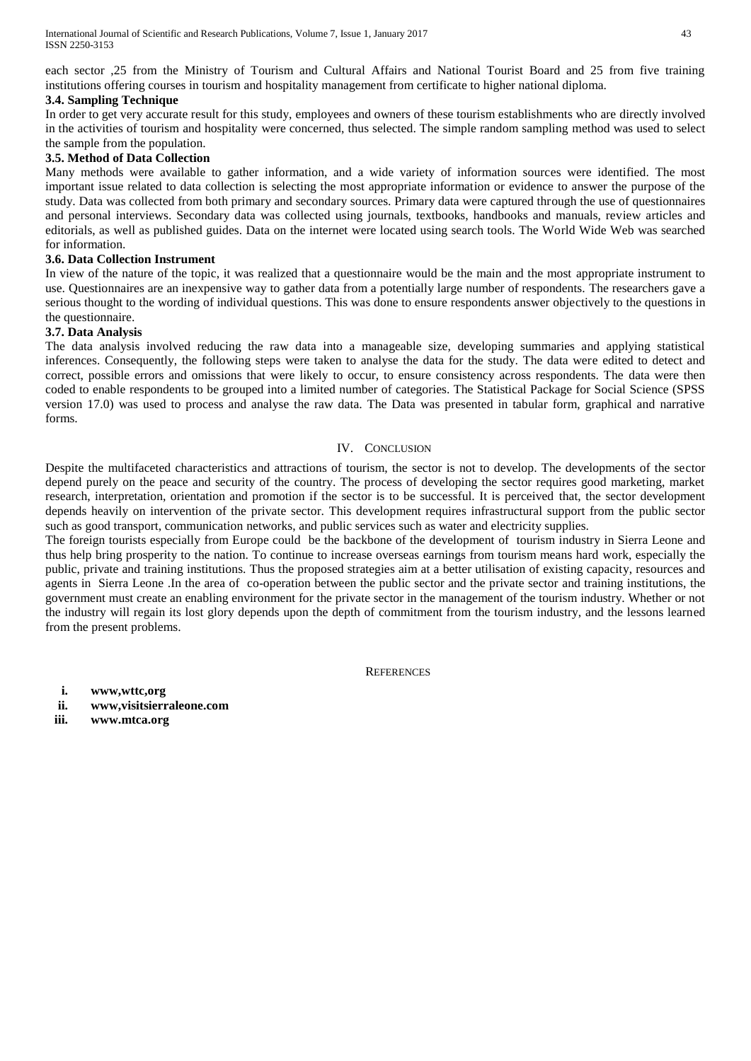each sector ,25 from the Ministry of Tourism and Cultural Affairs and National Tourist Board and 25 from five training institutions offering courses in tourism and hospitality management from certificate to higher national diploma.

### 3.4. Sampling Technique

In order to get very accurate result for this study, employees and owners of these tourism establishments who are directly involved in the activities of tourism and hospitality were concerned, thus selected. The simple random sampling method was used to select the sample from the population.

### 3.5. Method of Data Collection

Many methods were available to gather information, and a wide variety of information sources were identified. The most important issue related to data collection is selecting the most appropriate information or evidence to answer the purpose of the study. Data was collected from both primary and secondary sources. Primary data were captured through the use of questionnaires and personal interviews. Secondary data was collected using journals, textbooks, handbooks and manuals, review articles and editorials, as well as published guides. Data on the internet were located using search tools. The World Wide Web was searched for information.

### 3.6. Data Collection Instrument

In view of the nature of the topic, it was realized that a questionnaire would be the main and the most appropriate instrument to use. Questionnaires are an inexpensive way to gather data from a potentially large number of respondents. The researchers gave a serious thought to the wording of individual questions. This was done to ensure respondents answer objectively to the questions in the questionnaire.

### 3.7. Data Analysis

The data analysis involved reducing the raw data into a manageable size, developing summaries and applying statistical inferences. Consequently, the following steps were taken to analyse the data for the study. The data were edited to detect and correct, possible errors and omissions that were likely to occur, to ensure consistency across respondents. The data were then coded to enable respondents to be grouped into a limited number of categories. The Statistical Package for Social Science (SPSS version 17.0) was used to process and analyse the raw data. The Data was presented in tabular form, graphical and narrative forms.

## IV. Conclusion

Despite the multifaceted characteristics and attractions of tourism, the sector is not to develop. The developments of the sector depend purely on the peace and security of the country. The process of developing the sector requires good marketing, market research, interpretation, orientation and promotion if the sector is to be successful. It is perceived that, the sector development depends heavily on intervention of the private sector. This development requires infrastructural support from the public sector such as good transport, communication networks, and public services such as water and electricity supplies.

The foreign tourists especially from Europe could be the backbone of the development of tourism industry in Sierra Leone and thus help bring prosperity to the nation. To continue to increase overseas earnings from tourism means hard work, especially the public, private and training institutions. Thus the proposed strategies aim at a better utilisation of existing capacity, resources and agents in Sierra Leone .In the area of co-operation between the public sector and the private sector and training institutions, the government must create an enabling environment for the private sector in the management of the tourism industry. Whether or not the industry will regain its lost glory depends upon the depth of commitment from the tourism industry, and the lessons learned from the present problems.

## References

i. **www,wttc,org**
ii. **www,visitsierraleone.com**
iii. **www.mtca.org**